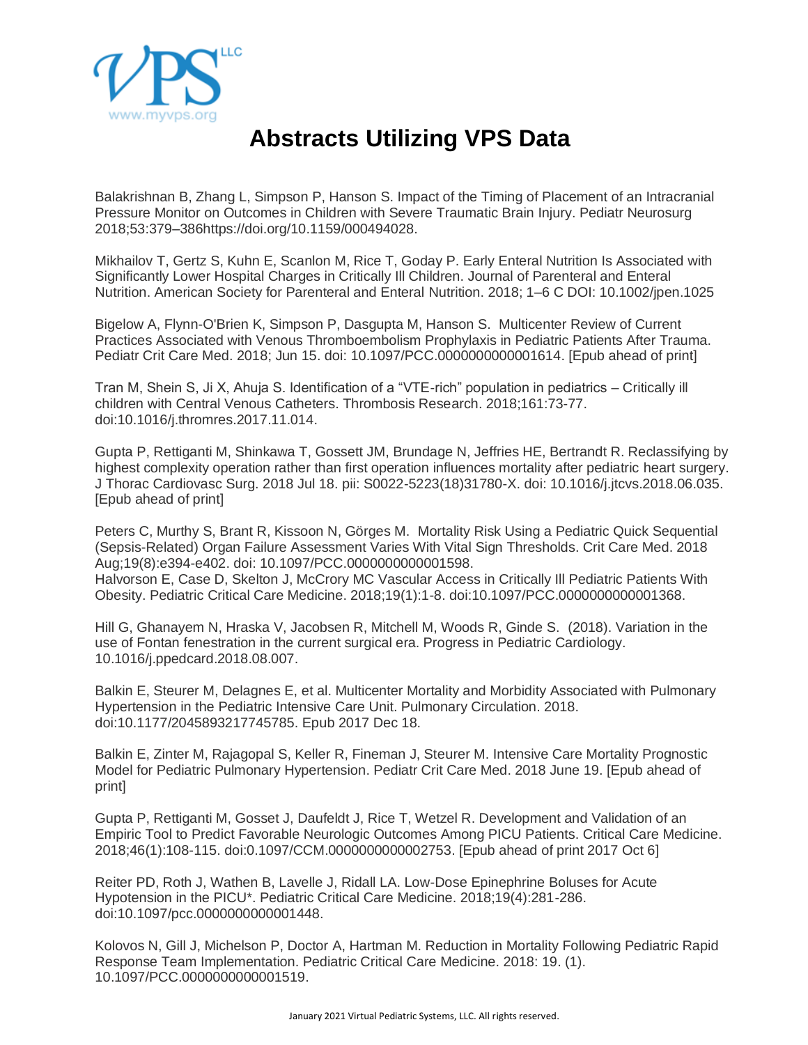# Abstracts Utilizing VPS Data

Balakrishnan B, Zhang L, Simpson P, Hanson S. Impact of the Timing of Placement of an Intracranial Pressure Monitor on Outcomes in Children with Severe Traumatic Brain Injury. Pediatr Neurosurg 2018;53:379–386https://doi.org/10.1159/000494028.

Mikhailov T, Gertz S, Kuhn E, Scanlon M, Rice T, Goday P. Early Enteral Nutrition Is Associated with Significantly Lower Hospital Charges in Critically Ill Children. Journal of Parenteral and Enteral Nutrition. American Society for Parenteral and Enteral Nutrition. 2018; 1–6 C DOI: 10.1002/jpen.1025

Bigelow A, Flynn-O'Brien K, Simpson P, Dasgupta M, Hanson S. Multicenter Review of Current Practices Associated with Venous Thromboembolism Prophylaxis in Pediatric Patients After Trauma. Pediatr Crit Care Med. 2018; Jun 15. doi: 10.1097/PCC.0000000000001614. [Epub ahead of print]

Tran M, Shein S, Ji X, Ahuja S. Identification of a "VTE-rich" population in pediatrics – Critically ill children with Central Venous Catheters. Thrombosis Research. 2018;161:73-77. doi:10.1016/j.thromres.2017.11.014.

Gupta P, Rettiganti M, Shinkawa T, Gossett JM, Brundage N, Jeffries HE, Bertrandt R. Reclassifying by highest complexity operation rather than first operation influences mortality after pediatric heart surgery. J Thorac Cardiovasc Surg. 2018 Jul 18. pii: S0022-5223(18)31780-X. doi: 10.1016/j.jtcvs.2018.06.035. [Epub ahead of print]

Peters C, Murthy S, Brant R, Kissoon N, Görges M. Mortality Risk Using a Pediatric Quick Sequential (Sepsis-Related) Organ Failure Assessment Varies With Vital Sign Thresholds. Crit Care Med. 2018 Aug;19(8):e394-e402. doi: 10.1097/PCC.0000000000001598.

Halvorson E, Case D, Skelton J, McCrory MC Vascular Access in Critically Ill Pediatric Patients With Obesity. Pediatric Critical Care Medicine. 2018;19(1):1-8. doi:10.1097/PCC.0000000000001368.

Hill G, Ghanayem N, Hraska V, Jacobsen R, Mitchell M, Woods R, Ginde S. (2018). Variation in the use of Fontan fenestration in the current surgical era. Progress in Pediatric Cardiology. 10.1016/j.ppedcard.2018.08.007.

Balkin E, Steurer M, Delagnes E, et al. Multicenter Mortality and Morbidity Associated with Pulmonary Hypertension in the Pediatric Intensive Care Unit. Pulmonary Circulation. 2018. doi:10.1177/2045893217745785. Epub 2017 Dec 18.

Balkin E, Zinter M, Rajagopal S, Keller R, Fineman J, Steurer M. Intensive Care Mortality Prognostic Model for Pediatric Pulmonary Hypertension. Pediatr Crit Care Med. 2018 June 19. [Epub ahead of print]

Gupta P, Rettiganti M, Gosset J, Daufeldt J, Rice T, Wetzel R. Development and Validation of an Empiric Tool to Predict Favorable Neurologic Outcomes Among PICU Patients. Critical Care Medicine. 2018;46(1):108-115. doi:0.1097/CCM.0000000000002753. [Epub ahead of print 2017 Oct 6]

Reiter PD, Roth J, Wathen B, Lavelle J, Ridall LA. Low-Dose Epinephrine Boluses for Acute Hypotension in the PICU*. Pediatric Critical Care Medicine. 2018;19(4):281-286. doi:10.1097/pcc.0000000000001448.

Kolovos N, Gill J, Michelson P, Doctor A, Hartman M. Reduction in Mortality Following Pediatric Rapid Response Team Implementation. Pediatric Critical Care Medicine. 2018: 19. (1). 10.1097/PCC.0000000000001519.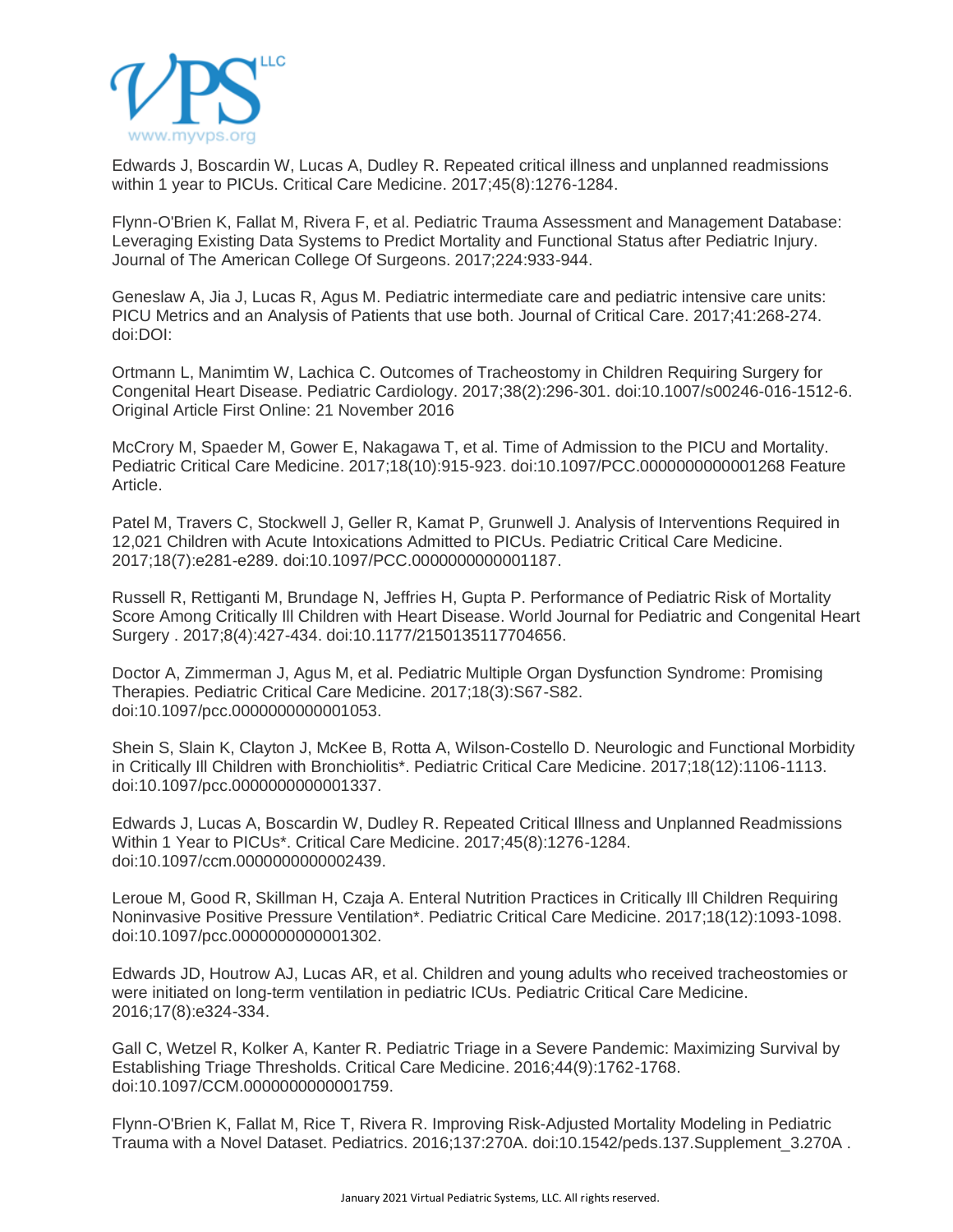Edwards J, Boscardin W, Lucas A, Dudley R. Repeated critical illness and unplanned readmissions within 1 year to PICUs. Critical Care Medicine. 2017;45(8):1276-1284.

Flynn-O'Brien K, Fallat M, Rivera F, et al. Pediatric Trauma Assessment and Management Database: Leveraging Existing Data Systems to Predict Mortality and Functional Status after Pediatric Injury. Journal of The American College Of Surgeons. 2017;224:933-944.

Geneslaw A, Jia J, Lucas R, Agus M. Pediatric intermediate care and pediatric intensive care units: PICU Metrics and an Analysis of Patients that use both. Journal of Critical Care. 2017;41:268-274. doi:DOI:

Ortmann L, Manimtim W, Lachica C. Outcomes of Tracheostomy in Children Requiring Surgery for Congenital Heart Disease. Pediatric Cardiology. 2017;38(2):296-301. doi:10.1007/s00246-016-1512-6. Original Article First Online: 21 November 2016

McCrory M, Spaeder M, Gower E, Nakagawa T, et al. Time of Admission to the PICU and Mortality. Pediatric Critical Care Medicine. 2017;18(10):915-923. doi:10.1097/PCC.0000000000001268 Feature Article.

Patel M, Travers C, Stockwell J, Geller R, Kamat P, Grunwell J. Analysis of Interventions Required in 12,021 Children with Acute Intoxications Admitted to PICUs. Pediatric Critical Care Medicine. 2017;18(7):e281-e289. doi:10.1097/PCC.0000000000001187.

Russell R, Rettiganti M, Brundage N, Jeffries H, Gupta P. Performance of Pediatric Risk of Mortality Score Among Critically Ill Children with Heart Disease. World Journal for Pediatric and Congenital Heart Surgery . 2017;8(4):427-434. doi:10.1177/2150135117704656.

Doctor A, Zimmerman J, Agus M, et al. Pediatric Multiple Organ Dysfunction Syndrome: Promising Therapies. Pediatric Critical Care Medicine. 2017;18(3):S67-S82. doi:10.1097/pcc.0000000000001053.

Shein S, Slain K, Clayton J, McKee B, Rotta A, Wilson-Costello D. Neurologic and Functional Morbidity in Critically Ill Children with Bronchiolitis*. Pediatric Critical Care Medicine. 2017;18(12):1106-1113. doi:10.1097/pcc.0000000000001337.

Edwards J, Lucas A, Boscardin W, Dudley R. Repeated Critical Illness and Unplanned Readmissions Within 1 Year to PICUs*. Critical Care Medicine. 2017;45(8):1276-1284. doi:10.1097/ccm.0000000000002439.

Leroue M, Good R, Skillman H, Czaja A. Enteral Nutrition Practices in Critically Ill Children Requiring Noninvasive Positive Pressure Ventilation*. Pediatric Critical Care Medicine. 2017;18(12):1093-1098. doi:10.1097/pcc.0000000000001302.

Edwards JD, Houtrow AJ, Lucas AR, et al. Children and young adults who received tracheostomies or were initiated on long-term ventilation in pediatric ICUs. Pediatric Critical Care Medicine. 2016;17(8):e324-334.

Gall C, Wetzel R, Kolker A, Kanter R. Pediatric Triage in a Severe Pandemic: Maximizing Survival by Establishing Triage Thresholds. Critical Care Medicine. 2016;44(9):1762-1768. doi:10.1097/CCM.0000000000001759.

Flynn-O'Brien K, Fallat M, Rice T, Rivera R. Improving Risk-Adjusted Mortality Modeling in Pediatric Trauma with a Novel Dataset. Pediatrics. 2016;137:270A. doi:10.1542/peds.137.Supplement_3.270A .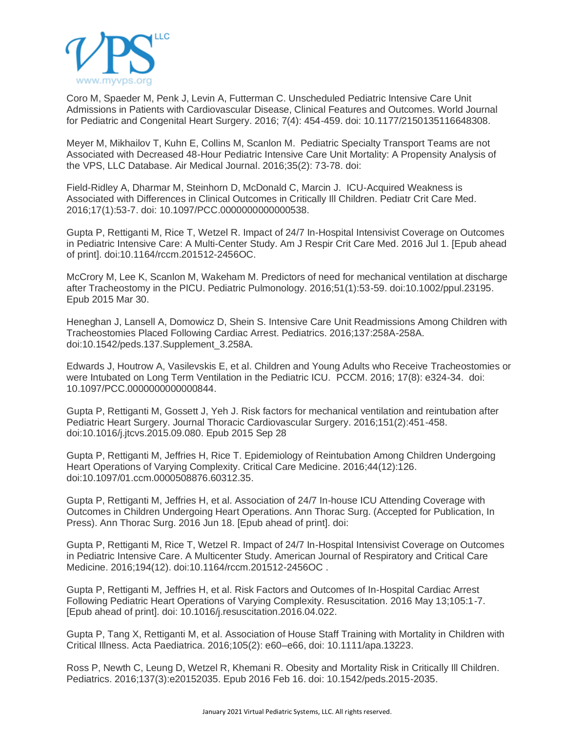Coro M, Spaeder M, Penk J, Levin A, Futterman C. Unscheduled Pediatric Intensive Care Unit Admissions in Patients with Cardiovascular Disease, Clinical Features and Outcomes. World Journal for Pediatric and Congenital Heart Surgery. 2016; 7(4): 454-459. doi: 10.1177/2150135116648308.

Meyer M, Mikhailov T, Kuhn E, Collins M, Scanlon M. Pediatric Specialty Transport Teams are not Associated with Decreased 48-Hour Pediatric Intensive Care Unit Mortality: A Propensity Analysis of the VPS, LLC Database. Air Medical Journal. 2016;35(2): 73-78. doi:

Field-Ridley A, Dharmar M, Steinhorn D, McDonald C, Marcin J. ICU-Acquired Weakness is Associated with Differences in Clinical Outcomes in Critically Ill Children. Pediatr Crit Care Med. 2016;17(1):53-7. doi: 10.1097/PCC.0000000000000538.

Gupta P, Rettiganti M, Rice T, Wetzel R. Impact of 24/7 In-Hospital Intensivist Coverage on Outcomes in Pediatric Intensive Care: A Multi-Center Study. Am J Respir Crit Care Med. 2016 Jul 1. [Epub ahead of print]. doi:10.1164/rccm.201512-2456OC.

McCrory M, Lee K, Scanlon M, Wakeham M. Predictors of need for mechanical ventilation at discharge after Tracheostomy in the PICU. Pediatric Pulmonology. 2016;51(1):53-59. doi:10.1002/ppul.23195. Epub 2015 Mar 30.

Heneghan J, Lansell A, Domowicz D, Shein S. Intensive Care Unit Readmissions Among Children with Tracheostomies Placed Following Cardiac Arrest. Pediatrics. 2016;137:258A-258A. doi:10.1542/peds.137.Supplement_3.258A.

Edwards J, Houtrow A, Vasilevskis E, et al. Children and Young Adults who Receive Tracheostomies or were Intubated on Long Term Ventilation in the Pediatric ICU. PCCM. 2016; 17(8): e324-34. doi: 10.1097/PCC.0000000000000844.

Gupta P, Rettiganti M, Gossett J, Yeh J. Risk factors for mechanical ventilation and reintubation after Pediatric Heart Surgery. Journal Thoracic Cardiovascular Surgery. 2016;151(2):451-458. doi:10.1016/j.jtcvs.2015.09.080. Epub 2015 Sep 28

Gupta P, Rettiganti M, Jeffries H, Rice T. Epidemiology of Reintubation Among Children Undergoing Heart Operations of Varying Complexity. Critical Care Medicine. 2016;44(12):126. doi:10.1097/01.ccm.0000508876.60312.35.

Gupta P, Rettiganti M, Jeffries H, et al. Association of 24/7 In-house ICU Attending Coverage with Outcomes in Children Undergoing Heart Operations. Ann Thorac Surg. (Accepted for Publication, In Press). Ann Thorac Surg. 2016 Jun 18. [Epub ahead of print]. doi:

Gupta P, Rettiganti M, Rice T, Wetzel R. Impact of 24/7 In-Hospital Intensivist Coverage on Outcomes in Pediatric Intensive Care. A Multicenter Study. American Journal of Respiratory and Critical Care Medicine. 2016;194(12). doi:10.1164/rccm.201512-2456OC .

Gupta P, Rettiganti M, Jeffries H, et al. Risk Factors and Outcomes of In-Hospital Cardiac Arrest Following Pediatric Heart Operations of Varying Complexity. Resuscitation. 2016 May 13;105:1-7. [Epub ahead of print]. doi: 10.1016/j.resuscitation.2016.04.022.

Gupta P, Tang X, Rettiganti M, et al. Association of House Staff Training with Mortality in Children with Critical Illness. Acta Paediatrica. 2016;105(2): e60–e66, doi: 10.1111/apa.13223.

Ross P, Newth C, Leung D, Wetzel R, Khemani R. Obesity and Mortality Risk in Critically Ill Children. Pediatrics. 2016;137(3):e20152035. Epub 2016 Feb 16. doi: 10.1542/peds.2015-2035.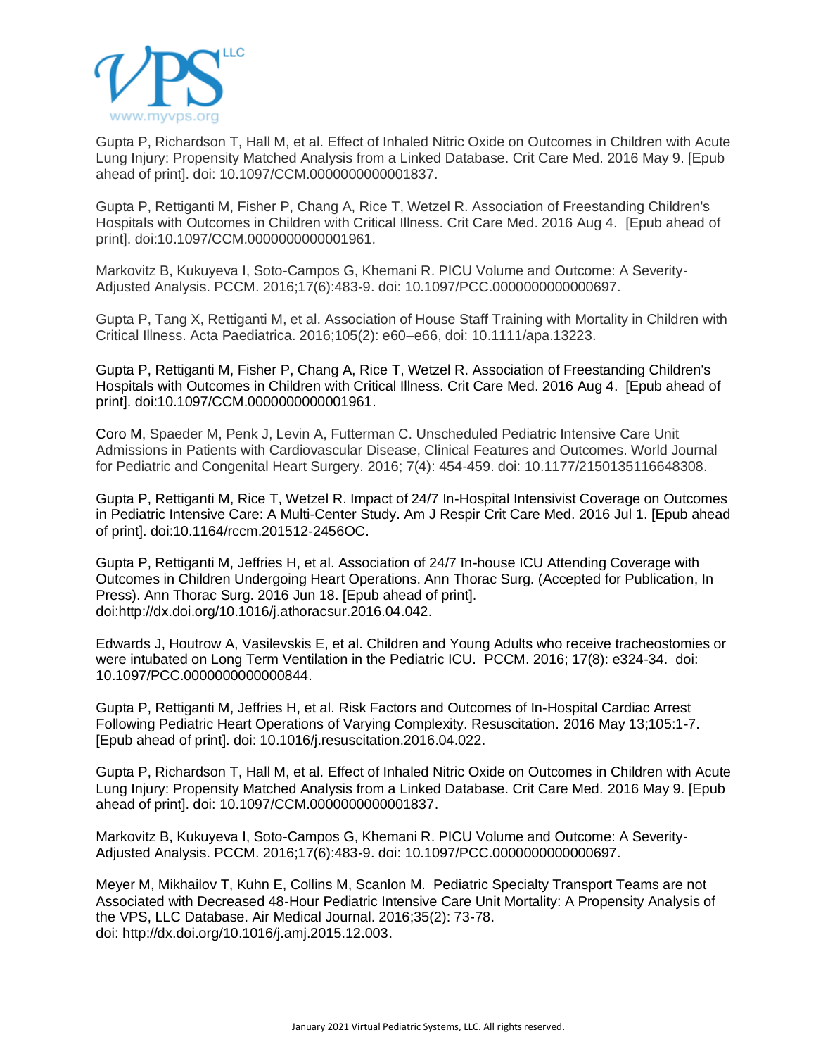Gupta P, Richardson T, Hall M, et al. Effect of Inhaled Nitric Oxide on Outcomes in Children with Acute Lung Injury: Propensity Matched Analysis from a Linked Database. Crit Care Med. 2016 May 9. [Epub ahead of print]. doi: 10.1097/CCM.0000000000001837.

Gupta P, Rettiganti M, Fisher P, Chang A, Rice T, Wetzel R. Association of Freestanding Children's Hospitals with Outcomes in Children with Critical Illness. Crit Care Med. 2016 Aug 4. [Epub ahead of print]. doi:10.1097/CCM.0000000000001961.

Markovitz B, Kukuyeva I, Soto-Campos G, Khemani R. PICU Volume and Outcome: A Severity-Adjusted Analysis. PCCM. 2016;17(6):483-9. doi: 10.1097/PCC.0000000000000697.

Gupta P, Tang X, Rettiganti M, et al. Association of House Staff Training with Mortality in Children with Critical Illness. Acta Paediatrica. 2016;105(2): e60–e66, doi: 10.1111/apa.13223.

Gupta P, Rettiganti M, Fisher P, Chang A, Rice T, Wetzel R. Association of Freestanding Children's Hospitals with Outcomes in Children with Critical Illness. Crit Care Med. 2016 Aug 4. [Epub ahead of print]. doi:10.1097/CCM.0000000000001961.

Coro M, Spaeder M, Penk J, Levin A, Futterman C. Unscheduled Pediatric Intensive Care Unit Admissions in Patients with Cardiovascular Disease, Clinical Features and Outcomes. World Journal for Pediatric and Congenital Heart Surgery. 2016; 7(4): 454-459. doi: 10.1177/2150135116648308.

Gupta P, Rettiganti M, Rice T, Wetzel R. Impact of 24/7 In-Hospital Intensivist Coverage on Outcomes in Pediatric Intensive Care: A Multi-Center Study. Am J Respir Crit Care Med. 2016 Jul 1. [Epub ahead of print]. doi:10.1164/rccm.201512-2456OC.

Gupta P, Rettiganti M, Jeffries H, et al. Association of 24/7 In-house ICU Attending Coverage with Outcomes in Children Undergoing Heart Operations. Ann Thorac Surg. (Accepted for Publication, In Press). Ann Thorac Surg. 2016 Jun 18. [Epub ahead of print]. doi:http://dx.doi.org/10.1016/j.athoracsur.2016.04.042.

Edwards J, Houtrow A, Vasilevskis E, et al. Children and Young Adults who receive tracheostomies or were intubated on Long Term Ventilation in the Pediatric ICU. PCCM. 2016; 17(8): e324-34. doi: 10.1097/PCC.0000000000000844.

Gupta P, Rettiganti M, Jeffries H, et al. Risk Factors and Outcomes of In-Hospital Cardiac Arrest Following Pediatric Heart Operations of Varying Complexity. Resuscitation. 2016 May 13;105:1-7. [Epub ahead of print]. doi: 10.1016/j.resuscitation.2016.04.022.

Gupta P, Richardson T, Hall M, et al. Effect of Inhaled Nitric Oxide on Outcomes in Children with Acute Lung Injury: Propensity Matched Analysis from a Linked Database. Crit Care Med. 2016 May 9. [Epub ahead of print]. doi: 10.1097/CCM.0000000000001837.

Markovitz B, Kukuyeva I, Soto-Campos G, Khemani R. PICU Volume and Outcome: A Severity-Adjusted Analysis. PCCM. 2016;17(6):483-9. doi: 10.1097/PCC.0000000000000697.

Meyer M, Mikhailov T, Kuhn E, Collins M, Scanlon M. Pediatric Specialty Transport Teams are not Associated with Decreased 48-Hour Pediatric Intensive Care Unit Mortality: A Propensity Analysis of the VPS, LLC Database. Air Medical Journal. 2016;35(2): 73-78. doi: http://dx.doi.org/10.1016/j.amj.2015.12.003.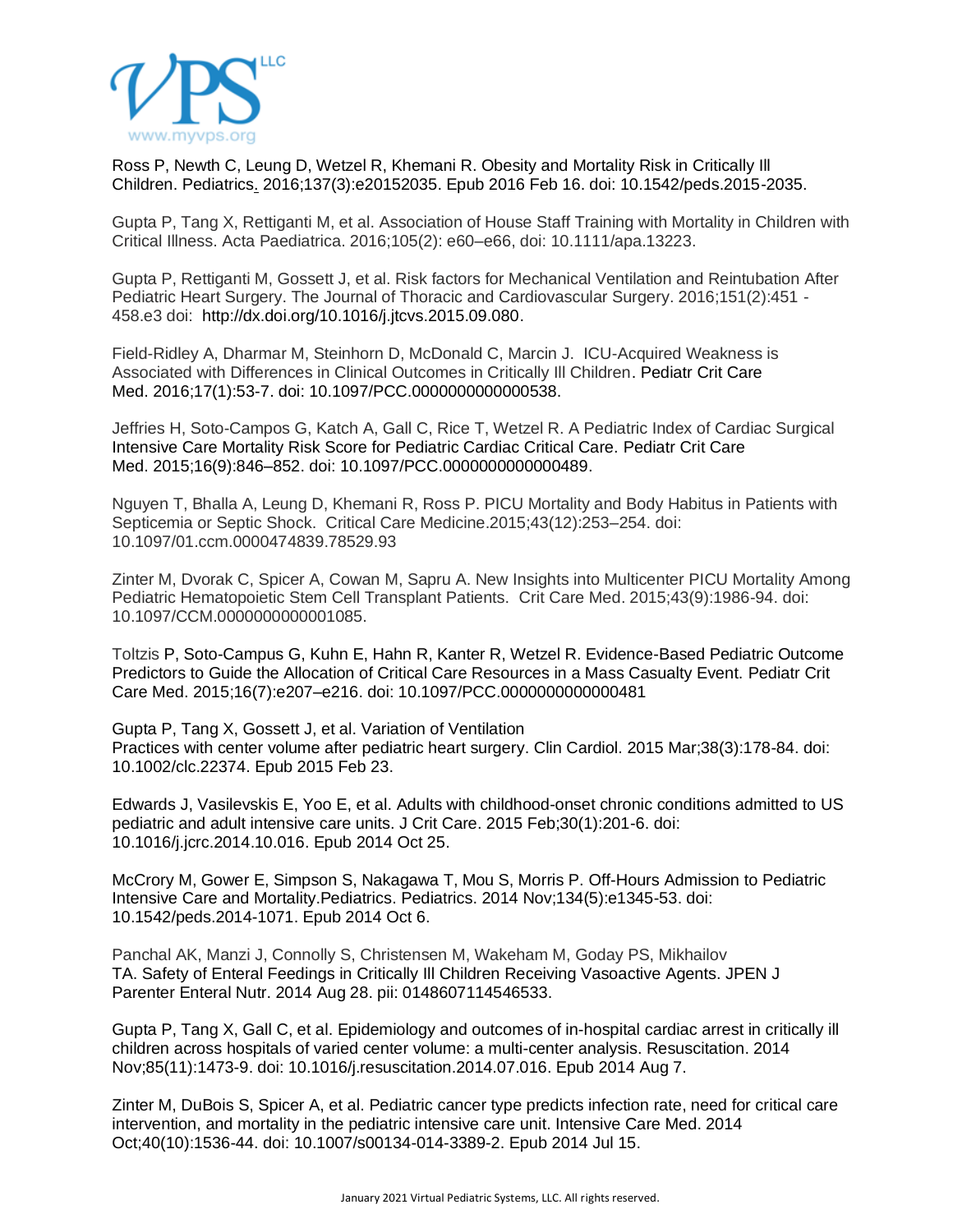Ross P, Newth C, Leung D, Wetzel R, Khemani R. Obesity and Mortality Risk in Critically Ill Children. Pediatrics. 2016;137(3):e20152035. Epub 2016 Feb 16. doi: 10.1542/peds.2015-2035.

Gupta P, Tang X, Rettiganti M, et al. Association of House Staff Training with Mortality in Children with Critical Illness. Acta Paediatrica. 2016;105(2): e60–e66, doi: 10.1111/apa.13223.

Gupta P, Rettiganti M, Gossett J, et al. Risk factors for Mechanical Ventilation and Reintubation After Pediatric Heart Surgery. The Journal of Thoracic and Cardiovascular Surgery. 2016;151(2):451 - 458.e3 doi: http://dx.doi.org/10.1016/j.jtcvs.2015.09.080.

Field-Ridley A, Dharmar M, Steinhorn D, McDonald C, Marcin J. ICU-Acquired Weakness is Associated with Differences in Clinical Outcomes in Critically Ill Children. Pediatr Crit Care Med. 2016;17(1):53-7. doi: 10.1097/PCC.0000000000000538.

Jeffries H, Soto-Campos G, Katch A, Gall C, Rice T, Wetzel R. A Pediatric Index of Cardiac Surgical Intensive Care Mortality Risk Score for Pediatric Cardiac Critical Care. Pediatr Crit Care Med. 2015;16(9):846–852. doi: 10.1097/PCC.0000000000000489.

Nguyen T, Bhalla A, Leung D, Khemani R, Ross P. PICU Mortality and Body Habitus in Patients with Septicemia or Septic Shock. Critical Care Medicine.2015;43(12):253–254. doi: 10.1097/01.ccm.0000474839.78529.93

Zinter M, Dvorak C, Spicer A, Cowan M, Sapru A. New Insights into Multicenter PICU Mortality Among Pediatric Hematopoietic Stem Cell Transplant Patients. Crit Care Med. 2015;43(9):1986-94. doi: 10.1097/CCM.0000000000001085.

Toltzis P, Soto-Campus G, Kuhn E, Hahn R, Kanter R, Wetzel R. Evidence-Based Pediatric Outcome Predictors to Guide the Allocation of Critical Care Resources in a Mass Casualty Event. Pediatr Crit Care Med. 2015;16(7):e207–e216. doi: 10.1097/PCC.0000000000000481

Gupta P, Tang X, Gossett J, et al. Variation of Ventilation Practices with center volume after pediatric heart surgery. Clin Cardiol. 2015 Mar;38(3):178-84. doi: 10.1002/clc.22374. Epub 2015 Feb 23.

Edwards J, Vasilevskis E, Yoo E, et al. Adults with childhood-onset chronic conditions admitted to US pediatric and adult intensive care units. J Crit Care. 2015 Feb;30(1):201-6. doi: 10.1016/j.jcrc.2014.10.016. Epub 2014 Oct 25.

McCrory M, Gower E, Simpson S, Nakagawa T, Mou S, Morris P. Off-Hours Admission to Pediatric Intensive Care and Mortality.Pediatrics. Pediatrics. 2014 Nov;134(5):e1345-53. doi: 10.1542/peds.2014-1071. Epub 2014 Oct 6.

Panchal AK, Manzi J, Connolly S, Christensen M, Wakeham M, Goday PS, Mikhailov TA. Safety of Enteral Feedings in Critically Ill Children Receiving Vasoactive Agents. JPEN J Parenter Enteral Nutr. 2014 Aug 28. pii: 0148607114546533.

Gupta P, Tang X, Gall C, et al. Epidemiology and outcomes of in-hospital cardiac arrest in critically ill children across hospitals of varied center volume: a multi-center analysis. Resuscitation. 2014 Nov;85(11):1473-9. doi: 10.1016/j.resuscitation.2014.07.016. Epub 2014 Aug 7.

Zinter M, DuBois S, Spicer A, et al. Pediatric cancer type predicts infection rate, need for critical care intervention, and mortality in the pediatric intensive care unit. Intensive Care Med. 2014 Oct;40(10):1536-44. doi: 10.1007/s00134-014-3389-2. Epub 2014 Jul 15.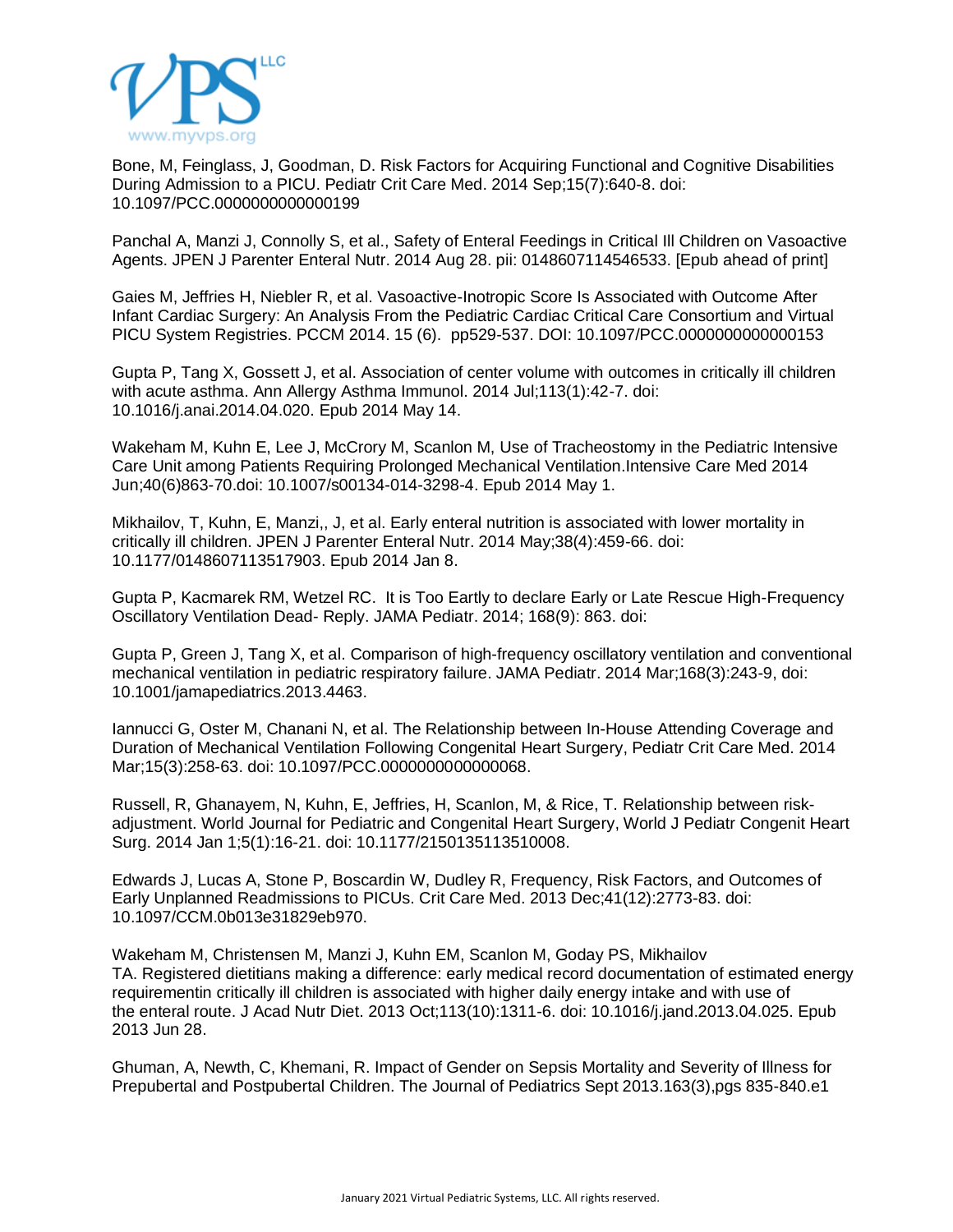Bone, M, Feinglass, J, Goodman, D. Risk Factors for Acquiring Functional and Cognitive Disabilities During Admission to a PICU. Pediatr Crit Care Med. 2014 Sep;15(7):640-8. doi: 10.1097/PCC.0000000000000199

Panchal A, Manzi J, Connolly S, et al., Safety of Enteral Feedings in Critical Ill Children on Vasoactive Agents. JPEN J Parenter Enteral Nutr. 2014 Aug 28. pii: 0148607114546533. [Epub ahead of print]

Gaies M, Jeffries H, Niebler R, et al. Vasoactive-Inotropic Score Is Associated with Outcome After Infant Cardiac Surgery: An Analysis From the Pediatric Cardiac Critical Care Consortium and Virtual PICU System Registries. PCCM 2014. 15 (6). pp529-537. DOI: 10.1097/PCC.0000000000000153

Gupta P, Tang X, Gossett J, et al. Association of center volume with outcomes in critically ill children with acute asthma. Ann Allergy Asthma Immunol. 2014 Jul;113(1):42-7. doi: 10.1016/j.anai.2014.04.020. Epub 2014 May 14.

Wakeham M, Kuhn E, Lee J, McCrory M, Scanlon M, Use of Tracheostomy in the Pediatric Intensive Care Unit among Patients Requiring Prolonged Mechanical Ventilation.Intensive Care Med 2014 Jun;40(6)863-70.doi: 10.1007/s00134-014-3298-4. Epub 2014 May 1.

Mikhailov, T, Kuhn, E, Manzi,, J, et al. Early enteral nutrition is associated with lower mortality in critically ill children. JPEN J Parenter Enteral Nutr. 2014 May;38(4):459-66. doi: 10.1177/0148607113517903. Epub 2014 Jan 8.

Gupta P, Kacmarek RM, Wetzel RC. It is Too Eartly to declare Early or Late Rescue High-Frequency Oscillatory Ventilation Dead- Reply. JAMA Pediatr. 2014; 168(9): 863. doi:

Gupta P, Green J, Tang X, et al. Comparison of high-frequency oscillatory ventilation and conventional mechanical ventilation in pediatric respiratory failure. JAMA Pediatr. 2014 Mar;168(3):243-9, doi: 10.1001/jamapediatrics.2013.4463.

Iannucci G, Oster M, Chanani N, et al. The Relationship between In-House Attending Coverage and Duration of Mechanical Ventilation Following Congenital Heart Surgery, Pediatr Crit Care Med. 2014 Mar;15(3):258-63. doi: 10.1097/PCC.0000000000000068.

Russell, R, Ghanayem, N, Kuhn, E, Jeffries, H, Scanlon, M, & Rice, T. Relationship between risk-adjustment. World Journal for Pediatric and Congenital Heart Surgery, World J Pediatr Congenit Heart Surg. 2014 Jan 1;5(1):16-21. doi: 10.1177/2150135113510008.

Edwards J, Lucas A, Stone P, Boscardin W, Dudley R, Frequency, Risk Factors, and Outcomes of Early Unplanned Readmissions to PICUs. Crit Care Med. 2013 Dec;41(12):2773-83. doi: 10.1097/CCM.0b013e31829eb970.

Wakeham M, Christensen M, Manzi J, Kuhn EM, Scanlon M, Goday PS, Mikhailov TA. Registered dietitians making a difference: early medical record documentation of estimated energy requirementin critically ill children is associated with higher daily energy intake and with use of the enteral route. J Acad Nutr Diet. 2013 Oct;113(10):1311-6. doi: 10.1016/j.jand.2013.04.025. Epub 2013 Jun 28.

Ghuman, A, Newth, C, Khemani, R. Impact of Gender on Sepsis Mortality and Severity of Illness for Prepubertal and Postpubertal Children. The Journal of Pediatrics Sept 2013.163(3),pgs 835-840.e1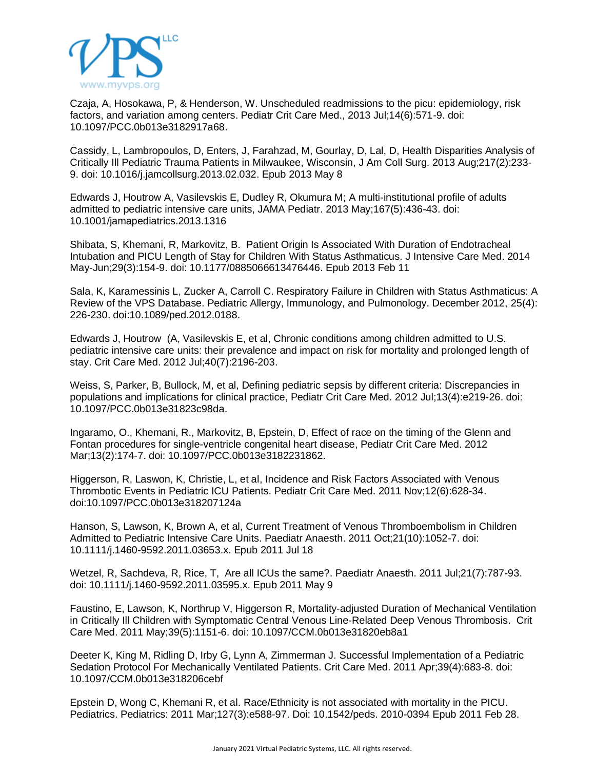Czaja, A, Hosokawa, P, & Henderson, W. Unscheduled readmissions to the picu: epidemiology, risk factors, and variation among centers. Pediatr Crit Care Med., 2013 Jul;14(6):571-9. doi: 10.1097/PCC.0b013e3182917a68.

Cassidy, L, Lambropoulos, D, Enters, J, Farahzad, M, Gourlay, D, Lal, D, Health Disparities Analysis of Critically Ill Pediatric Trauma Patients in Milwaukee, Wisconsin, J Am Coll Surg. 2013 Aug;217(2):233-9. doi: 10.1016/j.jamcollsurg.2013.02.032. Epub 2013 May 8

Edwards J, Houtrow A, Vasilevskis E, Dudley R, Okumura M; A multi-institutional profile of adults admitted to pediatric intensive care units, JAMA Pediatr. 2013 May;167(5):436-43. doi: 10.1001/jamapediatrics.2013.1316

Shibata, S, Khemani, R, Markovitz, B. Patient Origin Is Associated With Duration of Endotracheal Intubation and PICU Length of Stay for Children With Status Asthmaticus. J Intensive Care Med. 2014 May-Jun;29(3):154-9. doi: 10.1177/0885066613476446. Epub 2013 Feb 11

Sala, K, Karamessinis L, Zucker A, Carroll C. Respiratory Failure in Children with Status Asthmaticus: A Review of the VPS Database. Pediatric Allergy, Immunology, and Pulmonology. December 2012, 25(4): 226-230. doi:10.1089/ped.2012.0188.

Edwards J, Houtrow (A, Vasilevskis E, et al, Chronic conditions among children admitted to U.S. pediatric intensive care units: their prevalence and impact on risk for mortality and prolonged length of stay. Crit Care Med. 2012 Jul;40(7):2196-203.

Weiss, S, Parker, B, Bullock, M, et al, Defining pediatric sepsis by different criteria: Discrepancies in populations and implications for clinical practice, Pediatr Crit Care Med. 2012 Jul;13(4):e219-26. doi: 10.1097/PCC.0b013e31823c98da.

Ingaramo, O., Khemani, R., Markovitz, B, Epstein, D, Effect of race on the timing of the Glenn and Fontan procedures for single-ventricle congenital heart disease, Pediatr Crit Care Med. 2012 Mar;13(2):174-7. doi: 10.1097/PCC.0b013e3182231862.

Higgerson, R, Laswon, K, Christie, L, et al, Incidence and Risk Factors Associated with Venous Thrombotic Events in Pediatric ICU Patients. Pediatr Crit Care Med. 2011 Nov;12(6):628-34. doi:10.1097/PCC.0b013e318207124a

Hanson, S, Lawson, K, Brown A, et al, Current Treatment of Venous Thromboembolism in Children Admitted to Pediatric Intensive Care Units. Paediatr Anaesth. 2011 Oct;21(10):1052-7. doi: 10.1111/j.1460-9592.2011.03653.x. Epub 2011 Jul 18

Wetzel, R, Sachdeva, R, Rice, T, Are all ICUs the same?. Paediatr Anaesth. 2011 Jul;21(7):787-93. doi: 10.1111/j.1460-9592.2011.03595.x. Epub 2011 May 9

Faustino, E, Lawson, K, Northrup V, Higgerson R, Mortality-adjusted Duration of Mechanical Ventilation in Critically Ill Children with Symptomatic Central Venous Line-Related Deep Venous Thrombosis. Crit Care Med. 2011 May;39(5):1151-6. doi: 10.1097/CCM.0b013e31820eb8a1

Deeter K, King M, Ridling D, Irby G, Lynn A, Zimmerman J. Successful Implementation of a Pediatric Sedation Protocol For Mechanically Ventilated Patients. Crit Care Med. 2011 Apr;39(4):683-8. doi: 10.1097/CCM.0b013e318206cebf

Epstein D, Wong C, Khemani R, et al. Race/Ethnicity is not associated with mortality in the PICU. Pediatrics. Pediatrics: 2011 Mar;127(3):e588-97. Doi: 10.1542/peds. 2010-0394 Epub 2011 Feb 28.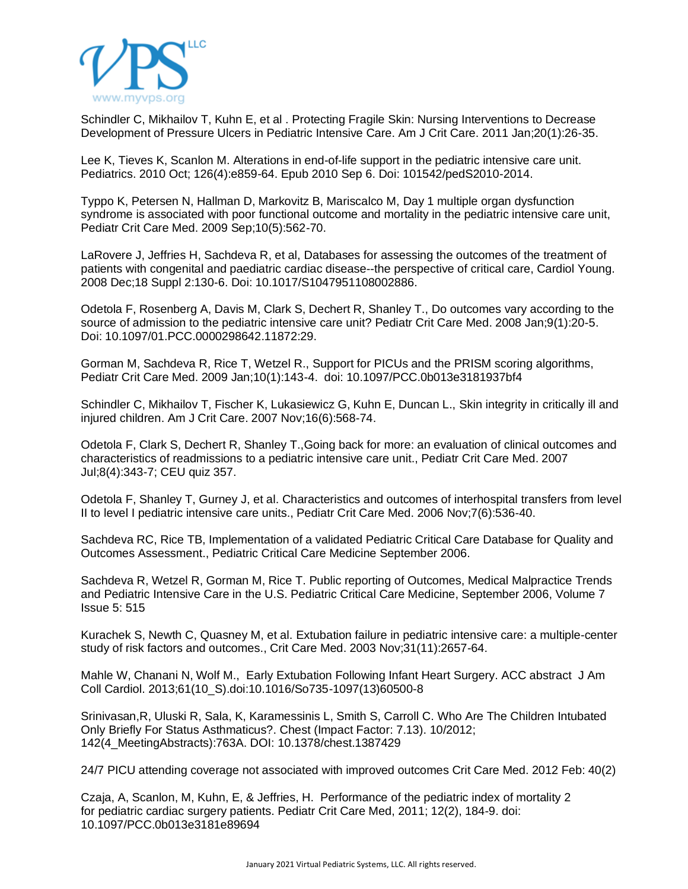Schindler C, Mikhailov T, Kuhn E, et al . Protecting Fragile Skin: Nursing Interventions to Decrease Development of Pressure Ulcers in Pediatric Intensive Care. Am J Crit Care. 2011 Jan;20(1):26-35.

Lee K, Tieves K, Scanlon M. Alterations in end-of-life support in the pediatric intensive care unit. Pediatrics. 2010 Oct; 126(4):e859-64. Epub 2010 Sep 6. Doi: 101542/pedS2010-2014.

Typpo K, Petersen N, Hallman D, Markovitz B, Mariscalco M, Day 1 multiple organ dysfunction syndrome is associated with poor functional outcome and mortality in the pediatric intensive care unit, Pediatr Crit Care Med. 2009 Sep;10(5):562-70.

LaRovere J, Jeffries H, Sachdeva R, et al, Databases for assessing the outcomes of the treatment of patients with congenital and paediatric cardiac disease--the perspective of critical care, Cardiol Young. 2008 Dec;18 Suppl 2:130-6. Doi: 10.1017/S1047951108002886.

Odetola F, Rosenberg A, Davis M, Clark S, Dechert R, Shanley T., Do outcomes vary according to the source of admission to the pediatric intensive care unit? Pediatr Crit Care Med. 2008 Jan;9(1):20-5. Doi: 10.1097/01.PCC.0000298642.11872:29.

Gorman M, Sachdeva R, Rice T, Wetzel R., Support for PICUs and the PRISM scoring algorithms, Pediatr Crit Care Med. 2009 Jan;10(1):143-4. doi: 10.1097/PCC.0b013e3181937bf4

Schindler C, Mikhailov T, Fischer K, Lukasiewicz G, Kuhn E, Duncan L., Skin integrity in critically ill and injured children. Am J Crit Care. 2007 Nov;16(6):568-74.

Odetola F, Clark S, Dechert R, Shanley T.,Going back for more: an evaluation of clinical outcomes and characteristics of readmissions to a pediatric intensive care unit., Pediatr Crit Care Med. 2007 Jul;8(4):343-7; CEU quiz 357.

Odetola F, Shanley T, Gurney J, et al. Characteristics and outcomes of interhospital transfers from level II to level I pediatric intensive care units., Pediatr Crit Care Med. 2006 Nov;7(6):536-40.

Sachdeva RC, Rice TB, Implementation of a validated Pediatric Critical Care Database for Quality and Outcomes Assessment., Pediatric Critical Care Medicine September 2006.

Sachdeva R, Wetzel R, Gorman M, Rice T. Public reporting of Outcomes, Medical Malpractice Trends and Pediatric Intensive Care in the U.S. Pediatric Critical Care Medicine, September 2006, Volume 7 Issue 5: 515

Kurachek S, Newth C, Quasney M, et al. Extubation failure in pediatric intensive care: a multiple-center study of risk factors and outcomes., Crit Care Med. 2003 Nov;31(11):2657-64.

Mahle W, Chanani N, Wolf M., Early Extubation Following Infant Heart Surgery. ACC abstract J Am Coll Cardiol. 2013;61(10_S).doi:10.1016/So735-1097(13)60500-8

Srinivasan,R, Uluski R, Sala, K, Karamessinis L, Smith S, Carroll C. Who Are The Children Intubated Only Briefly For Status Asthmaticus?. Chest (Impact Factor: 7.13). 10/2012; 142(4_MeetingAbstracts):763A. DOI: 10.1378/chest.1387429

24/7 PICU attending coverage not associated with improved outcomes Crit Care Med. 2012 Feb: 40(2)

Czaja, A, Scanlon, M, Kuhn, E, & Jeffries, H. Performance of the pediatric index of mortality 2 for pediatric cardiac surgery patients. Pediatr Crit Care Med, 2011; 12(2), 184-9. doi: 10.1097/PCC.0b013e3181e89694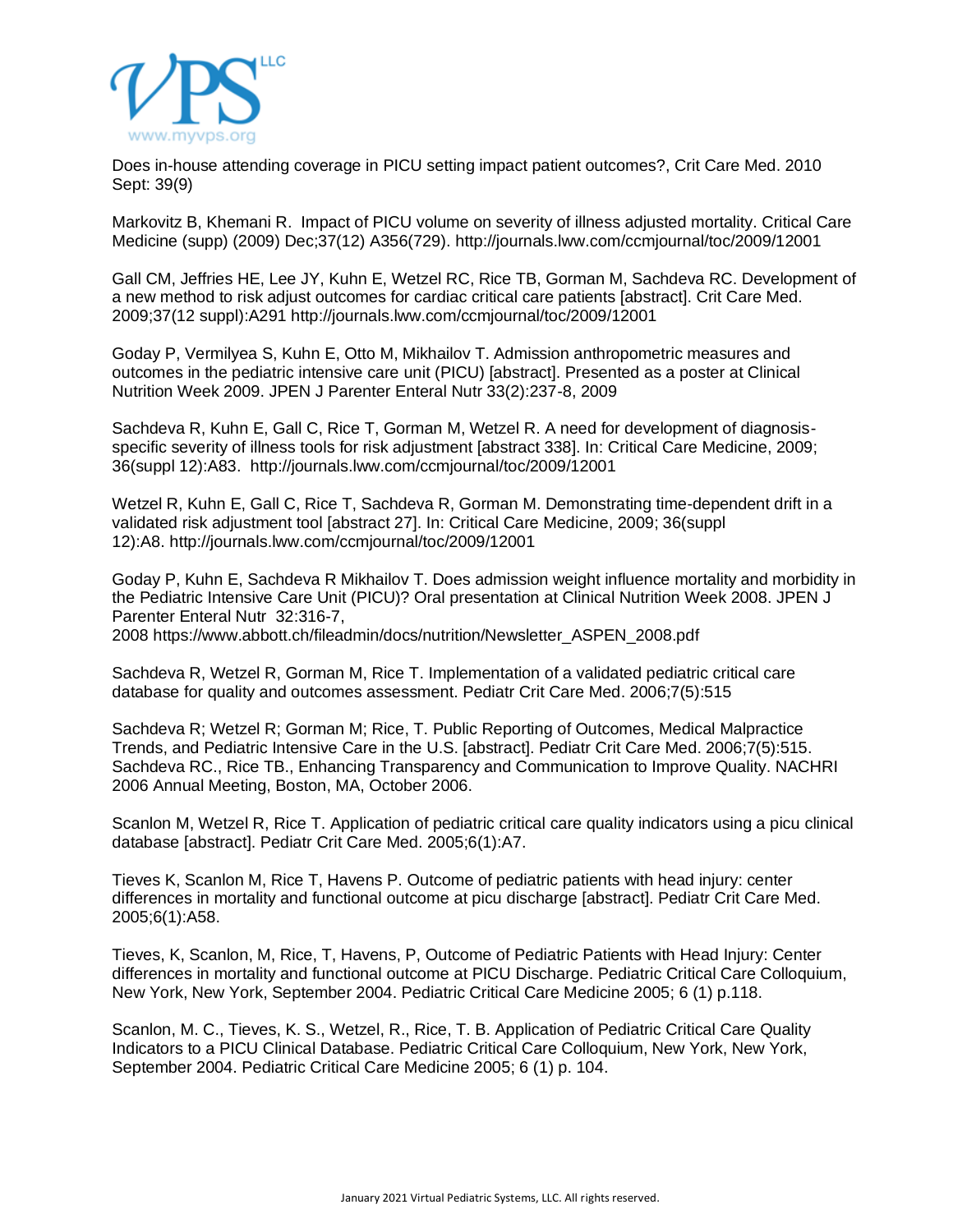Does in-house attending coverage in PICU setting impact patient outcomes?, Crit Care Med. 2010 Sept: 39(9)

Markovitz B, Khemani R. Impact of PICU volume on severity of illness adjusted mortality. Critical Care Medicine (supp) (2009) Dec;37(12) A356(729). http://journals.lww.com/ccmjournal/toc/2009/12001

Gall CM, Jeffries HE, Lee JY, Kuhn E, Wetzel RC, Rice TB, Gorman M, Sachdeva RC. Development of a new method to risk adjust outcomes for cardiac critical care patients [abstract]. Crit Care Med. 2009;37(12 suppl):A291 http://journals.lww.com/ccmjournal/toc/2009/12001

Goday P, Vermilyea S, Kuhn E, Otto M, Mikhailov T. Admission anthropometric measures and outcomes in the pediatric intensive care unit (PICU) [abstract]. Presented as a poster at Clinical Nutrition Week 2009. JPEN J Parenter Enteral Nutr 33(2):237-8, 2009

Sachdeva R, Kuhn E, Gall C, Rice T, Gorman M, Wetzel R. A need for development of diagnosis-specific severity of illness tools for risk adjustment [abstract 338]. In: Critical Care Medicine, 2009; 36(suppl 12):A83. http://journals.lww.com/ccmjournal/toc/2009/12001

Wetzel R, Kuhn E, Gall C, Rice T, Sachdeva R, Gorman M. Demonstrating time-dependent drift in a validated risk adjustment tool [abstract 27]. In: Critical Care Medicine, 2009; 36(suppl 12):A8. http://journals.lww.com/ccmjournal/toc/2009/12001

Goday P, Kuhn E, Sachdeva R Mikhailov T. Does admission weight influence mortality and morbidity in the Pediatric Intensive Care Unit (PICU)? Oral presentation at Clinical Nutrition Week 2008. JPEN J Parenter Enteral Nutr 32:316-7, 2008 https://www.abbott.ch/fileadmin/docs/nutrition/Newsletter_ASPEN_2008.pdf

Sachdeva R, Wetzel R, Gorman M, Rice T. Implementation of a validated pediatric critical care database for quality and outcomes assessment. Pediatr Crit Care Med. 2006;7(5):515

Sachdeva R; Wetzel R; Gorman M; Rice, T. Public Reporting of Outcomes, Medical Malpractice Trends, and Pediatric Intensive Care in the U.S. [abstract]. Pediatr Crit Care Med. 2006;7(5):515. Sachdeva RC., Rice TB., Enhancing Transparency and Communication to Improve Quality. NACHRI 2006 Annual Meeting, Boston, MA, October 2006.

Scanlon M, Wetzel R, Rice T. Application of pediatric critical care quality indicators using a picu clinical database [abstract]. Pediatr Crit Care Med. 2005;6(1):A7.

Tieves K, Scanlon M, Rice T, Havens P. Outcome of pediatric patients with head injury: center differences in mortality and functional outcome at picu discharge [abstract]. Pediatr Crit Care Med. 2005;6(1):A58.

Tieves, K, Scanlon, M, Rice, T, Havens, P, Outcome of Pediatric Patients with Head Injury: Center differences in mortality and functional outcome at PICU Discharge. Pediatric Critical Care Colloquium, New York, New York, September 2004. Pediatric Critical Care Medicine 2005; 6 (1) p.118.

Scanlon, M. C., Tieves, K. S., Wetzel, R., Rice, T. B. Application of Pediatric Critical Care Quality Indicators to a PICU Clinical Database. Pediatric Critical Care Colloquium, New York, New York, September 2004. Pediatric Critical Care Medicine 2005; 6 (1) p. 104.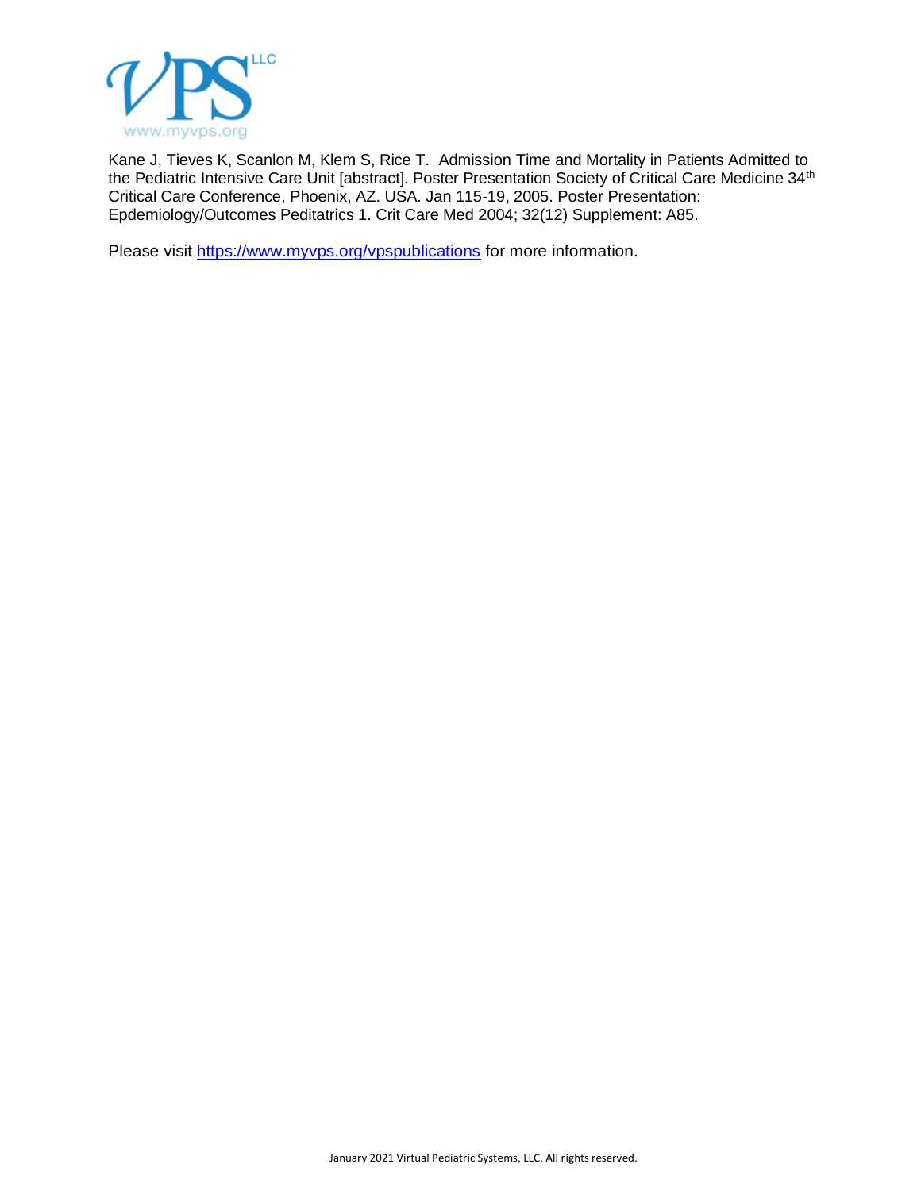Kane J, Tieves K, Scanlon M, Klem S, Rice T. Admission Time and Mortality in Patients Admitted to the Pediatric Intensive Care Unit [abstract]. Poster Presentation Society of Critical Care Medicine 34th Critical Care Conference, Phoenix, AZ. USA. Jan 115-19, 2005. Poster Presentation: Epdemiology/Outcomes Peditatrics 1. Crit Care Med 2004; 32(12) Supplement: A85.

Please visit https://www.myvps.org/vpspublications for more information.

January 2021 Virtual Pediatric Systems, LLC. All rights reserved.